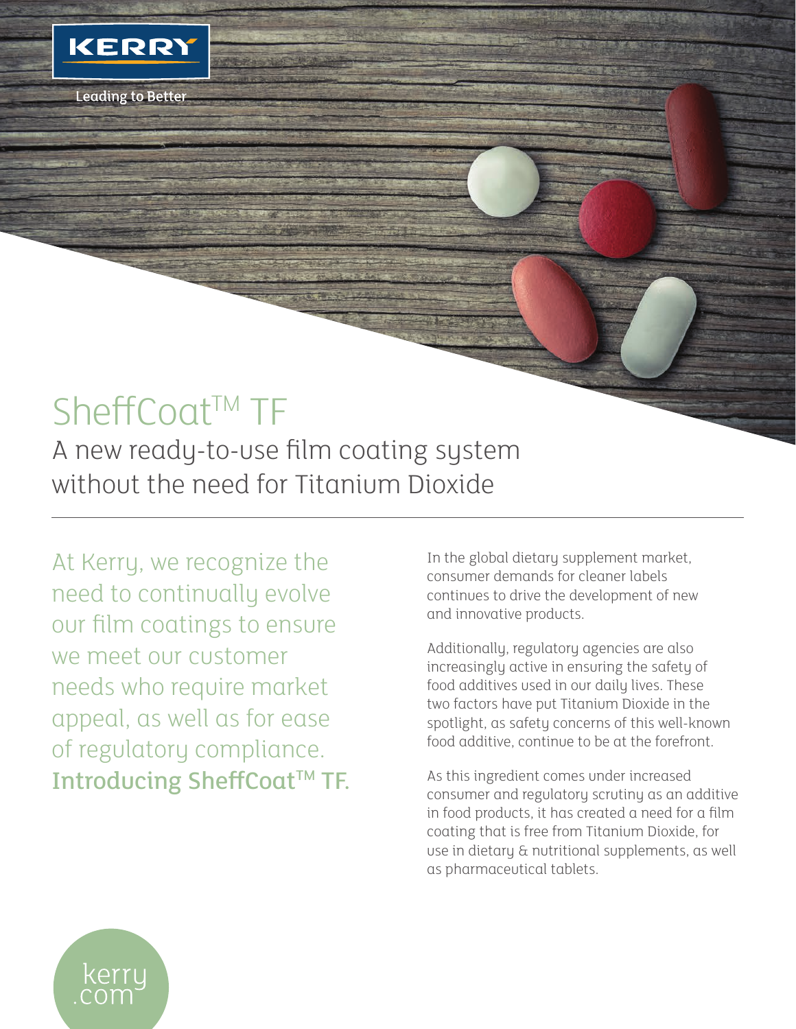KERRY

Leading to Better

# SheffCoat™ TF

## A new ready-to-use film coating system without the need for Titanium Dioxide

At Kerry, we recognize the need to continually evolve our film coatings to ensure we meet our customer needs who require market appeal, as well as for ease of regulatory compliance. **Introducing SheffCoat™ TF.**

In the global dietary supplement market, consumer demands for cleaner labels continues to drive the development of new and innovative products.

Additionally, regulatory agencies are also increasingly active in ensuring the safety of food additives used in our daily lives. These two factors have put Titanium Dioxide in the spotlight, as safety concerns of this well-known food additive, continue to be at the forefront.

As this ingredient comes under increased consumer and regulatory scrutiny as an additive in food products, it has created a need for a film coating that is free from Titanium Dioxide, for use in dietary & nutritional supplements, as well as pharmaceutical tablets.

kerry.com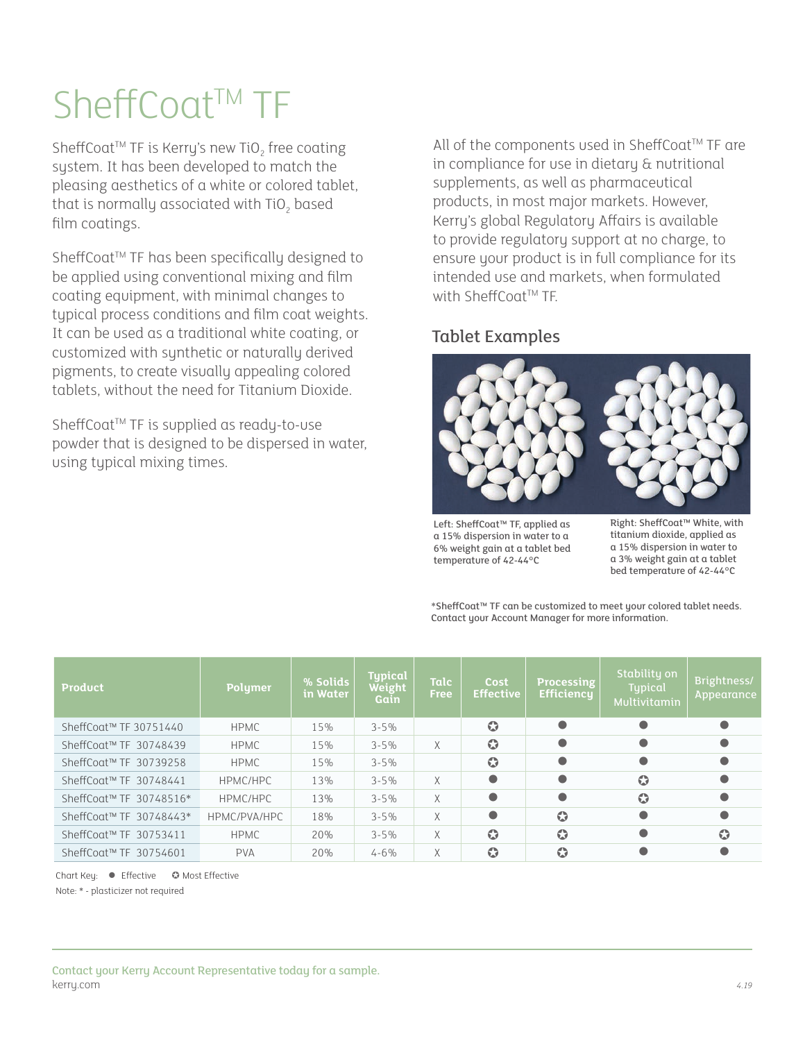# SheffCoat™ TF

SheffCoat™ TF is Kerry's new $TiO_2$ free coating system. It has been developed to match the pleasing aesthetics of a white or colored tablet, that is normally associated with $TiO_2$ based film coatings.

SheffCoat™ TF has been specifically designed to be applied using conventional mixing and film coating equipment, with minimal changes to typical process conditions and film coat weights. It can be used as a traditional white coating, or customized with synthetic or naturally derived pigments, to create visually appealing colored tablets, without the need for Titanium Dioxide.

SheffCoat™ TF is supplied as ready-to-use powder that is designed to be dispersed in water, using typical mixing times.

All of the components used in SheffCoat™ TF are in compliance for use in dietary & nutritional supplements, as well as pharmaceutical products, in most major markets. However, Kerry's global Regulatory Affairs is available to provide regulatory support at no charge, to ensure your product is in full compliance for its intended use and markets, when formulated with SheffCoat™ TF.

## Tablet Examples

Left: SheffCoat™ TF, applied as a 15% dispersion in water to a 6% weight gain at a tablet bed temperature of 42-44°C

Right: SheffCoat™ White, with titanium dioxide, applied as a 15% dispersion in water to a 3% weight gain at a tablet bed temperature of 42-44°C

*SheffCoat™ TF can be customized to meet your colored tablet needs. Contact your Account Manager for more information.

| Product | Polymer | % Solids in Water | Typical Weight Gain | Talc Free | Cost Effective | Processing Efficiency | Stability on Typical Multivitamin | Brightness/ Appearance |
|---|---|---|---|---|---|---|---|---|
| SheffCoat™ TF 30751440 | HPMC | 15% | 3-5% | | ✪ | ● | ● | ● |
| SheffCoat™ TF 30748439 | HPMC | 15% | 3-5% | X | ✪ | ● | ● | ● |
| SheffCoat™ TF 30739258 | HPMC | 15% | 3-5% | | ✪ | ● | ● | ● |
| SheffCoat™ TF 30748441 | HPMC/HPC | 13% | 3-5% | X | ● | ● | ✪ | ● |
| SheffCoat™ TF 30748516* | HPMC/HPC | 13% | 3-5% | X | ● | ● | ✪ | ● |
| SheffCoat™ TF 30748443* | HPMC/PVA/HPC | 18% | 3-5% | X | ● | ✪ | ● | ● |
| SheffCoat™ TF 30753411 | HPMC | 20% | 3-5% | X | ✪ | ✪ | ● | ✪ |
| SheffCoat™ TF 30754601 | PVA | 20% | 4-6% | X | ✪ | ✪ | ● | ● |

Chart Key: ● Effective ✪ Most Effective

Note: * - plasticizer not required

Contact your Kerry Account Representative today for a sample.

kerry.com

4.19